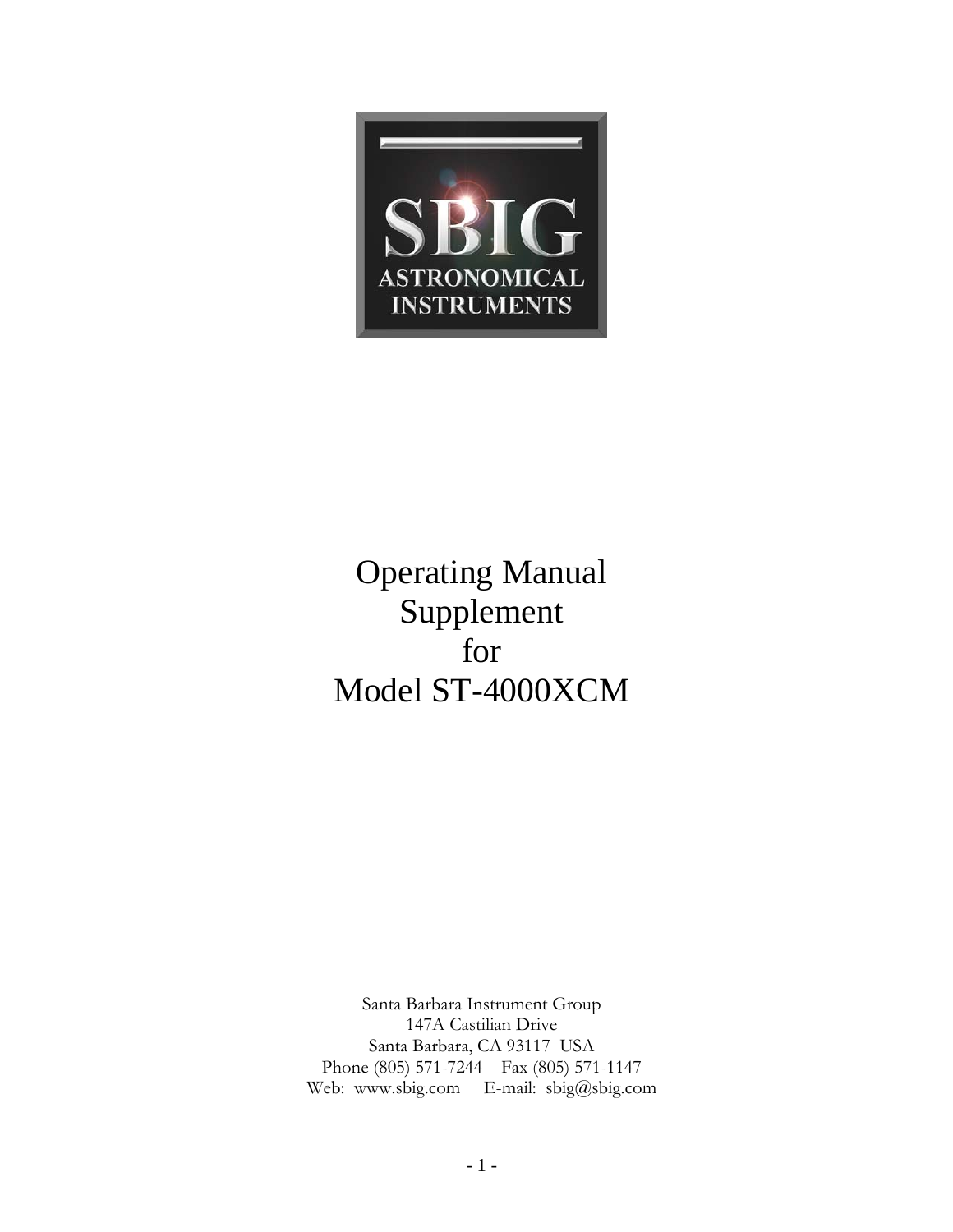# Operating Manual Supplement for Model ST-4000XCM

Santa Barbara Instrument Group
147A Castilian Drive
Santa Barbara, CA 93117 USA
Phone (805) 571-7244 Fax (805) 571-1147
Web: www.sbig.com E-mail: sbig@sbig.com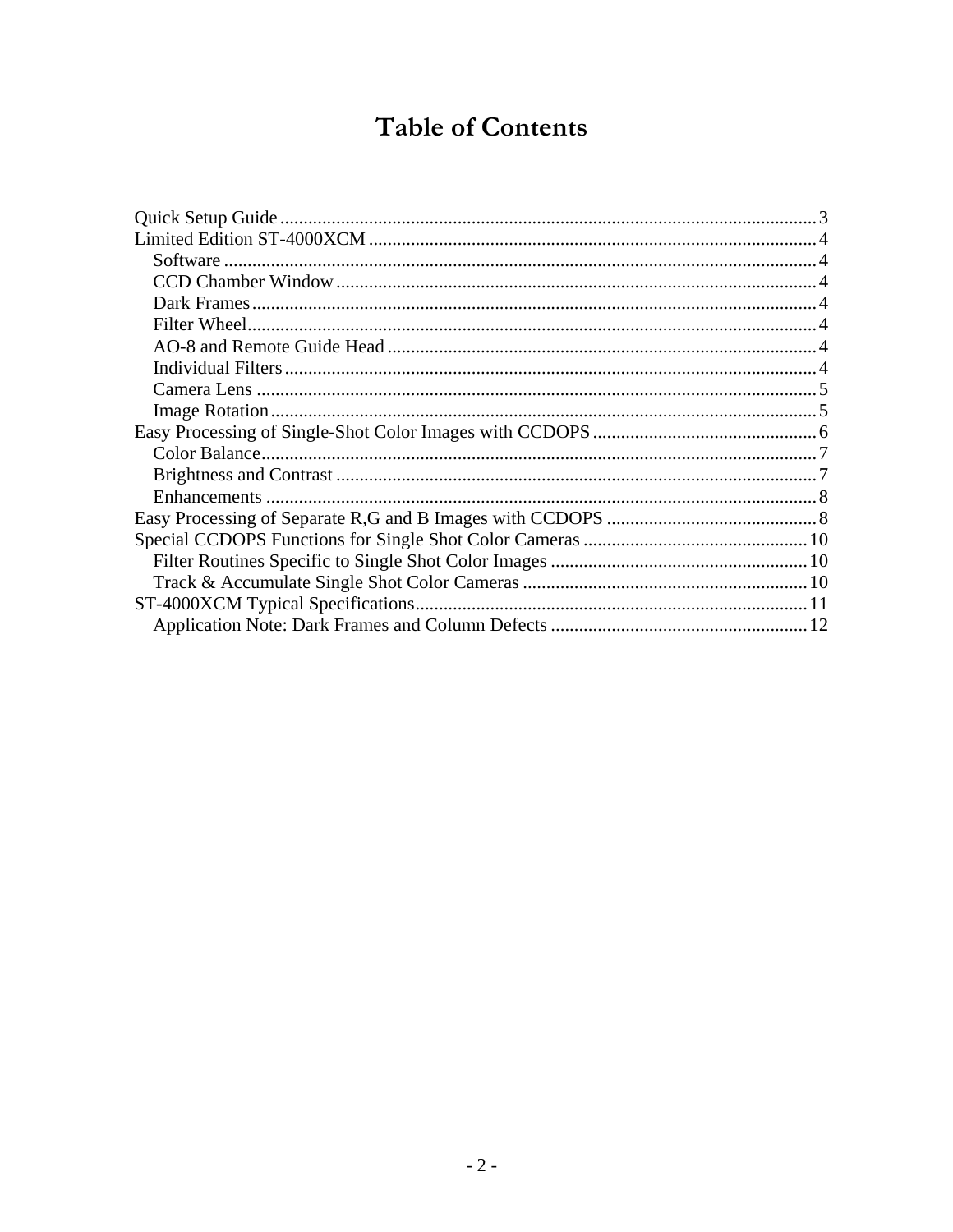# Table of Contents

- Quick Setup Guide .......... 3
- Limited Edition ST-4000XCM .......... 4
  - Software .......... 4
  - CCD Chamber Window .......... 4
  - Dark Frames .......... 4
  - Filter Wheel .......... 4
  - AO-8 and Remote Guide Head .......... 4
  - Individual Filters .......... 4
  - Camera Lens .......... 5
  - Image Rotation .......... 5
- Easy Processing of Single-Shot Color Images with CCDOPS .......... 6
  - Color Balance .......... 7
  - Brightness and Contrast .......... 7
  - Enhancements .......... 8
- Easy Processing of Separate R,G and B Images with CCDOPS .......... 8
- Special CCDOPS Functions for Single Shot Color Cameras .......... 10
  - Filter Routines Specific to Single Shot Color Images .......... 10
  - Track & Accumulate Single Shot Color Cameras .......... 10
- ST-4000XCM Typical Specifications .......... 11
  - Application Note: Dark Frames and Column Defects .......... 12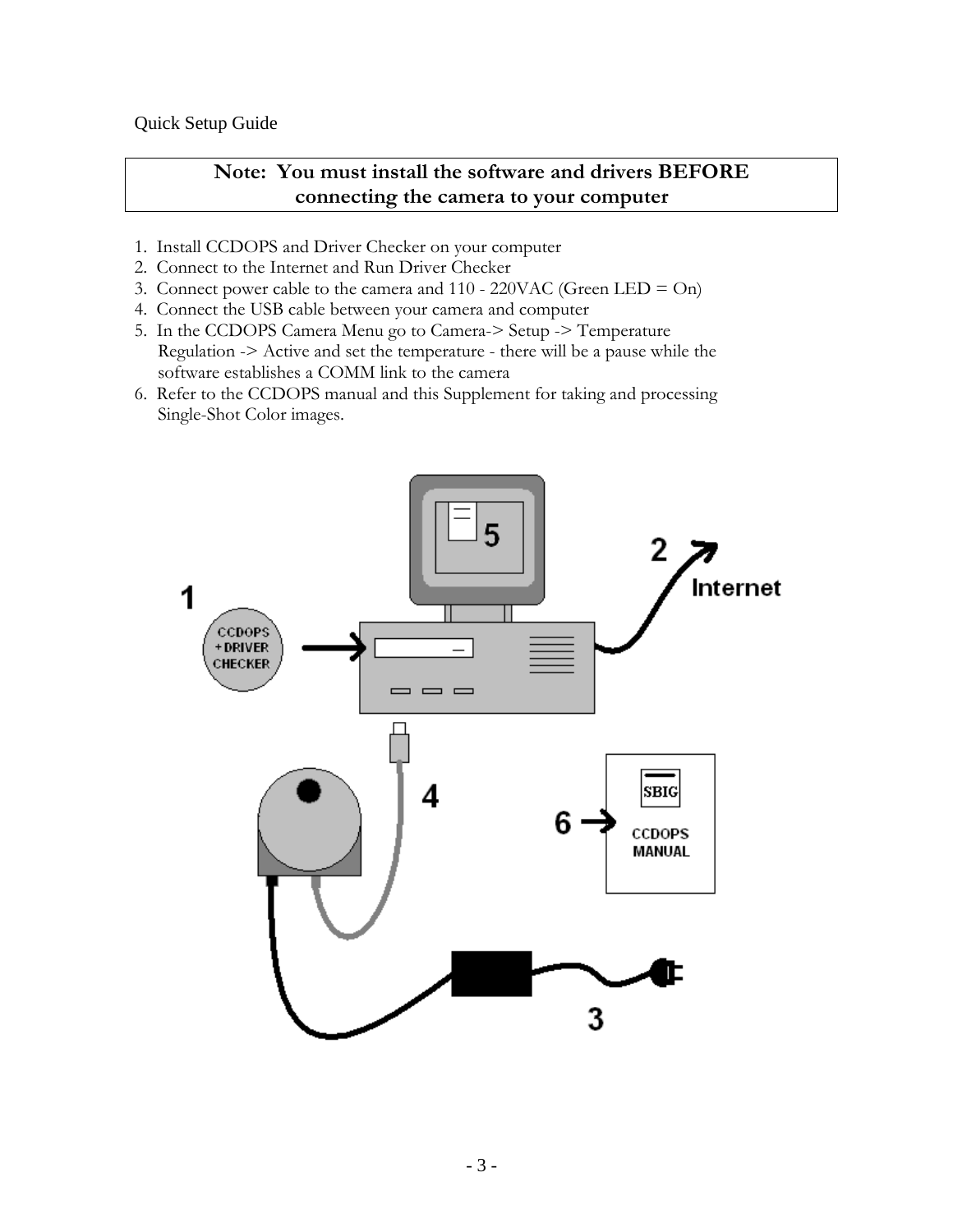Quick Setup Guide

**Note: You must install the software and drivers BEFORE connecting the camera to your computer**

1. Install CCDOPS and Driver Checker on your computer
2. Connect to the Internet and Run Driver Checker
3. Connect power cable to the camera and 110 - 220VAC (Green LED = On)
4. Connect the USB cable between your camera and computer
5. In the CCDOPS Camera Menu go to Camera-> Setup -> Temperature Regulation -> Active and set the temperature - there will be a pause while the software establishes a COMM link to the camera
6. Refer to the CCDOPS manual and this Supplement for taking and processing Single-Shot Color images.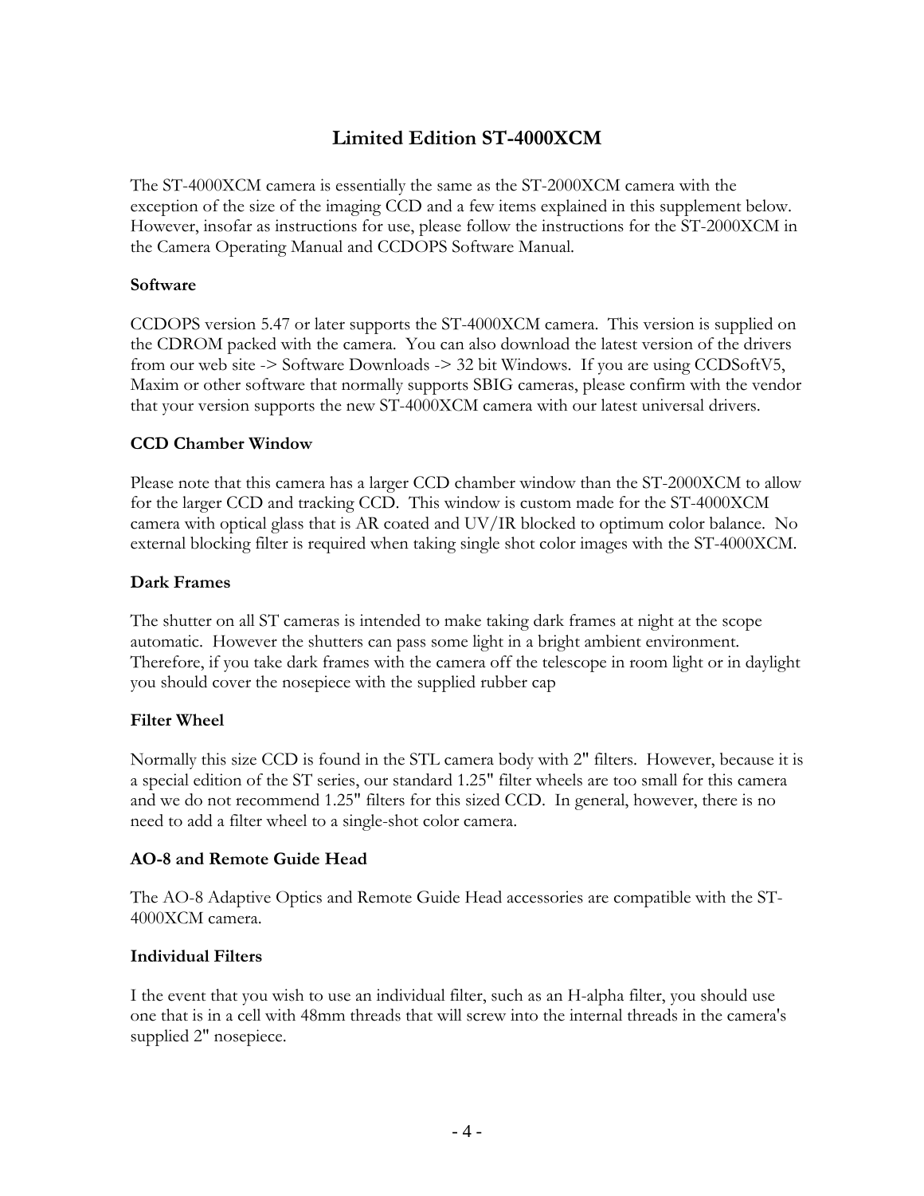# Limited Edition ST-4000XCM

The ST-4000XCM camera is essentially the same as the ST-2000XCM camera with the exception of the size of the imaging CCD and a few items explained in this supplement below. However, insofar as instructions for use, please follow the instructions for the ST-2000XCM in the Camera Operating Manual and CCDOPS Software Manual.

**Software**

CCDOPS version 5.47 or later supports the ST-4000XCM camera. This version is supplied on the CDROM packed with the camera. You can also download the latest version of the drivers from our web site -> Software Downloads -> 32 bit Windows. If you are using CCDSoftV5, Maxim or other software that normally supports SBIG cameras, please confirm with the vendor that your version supports the new ST-4000XCM camera with our latest universal drivers.

**CCD Chamber Window**

Please note that this camera has a larger CCD chamber window than the ST-2000XCM to allow for the larger CCD and tracking CCD. This window is custom made for the ST-4000XCM camera with optical glass that is AR coated and UV/IR blocked to optimum color balance. No external blocking filter is required when taking single shot color images with the ST-4000XCM.

**Dark Frames**

The shutter on all ST cameras is intended to make taking dark frames at night at the scope automatic. However the shutters can pass some light in a bright ambient environment. Therefore, if you take dark frames with the camera off the telescope in room light or in daylight you should cover the nosepiece with the supplied rubber cap

**Filter Wheel**

Normally this size CCD is found in the STL camera body with 2" filters. However, because it is a special edition of the ST series, our standard 1.25" filter wheels are too small for this camera and we do not recommend 1.25" filters for this sized CCD. In general, however, there is no need to add a filter wheel to a single-shot color camera.

**AO-8 and Remote Guide Head**

The AO-8 Adaptive Optics and Remote Guide Head accessories are compatible with the ST-4000XCM camera.

**Individual Filters**

I the event that you wish to use an individual filter, such as an H-alpha filter, you should use one that is in a cell with 48mm threads that will screw into the internal threads in the camera's supplied 2" nosepiece.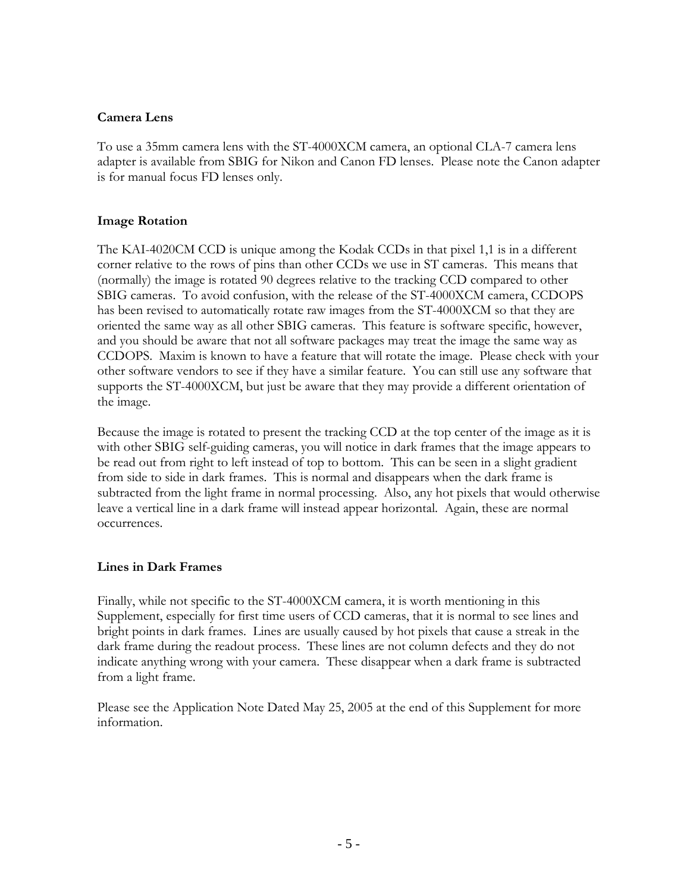### Camera Lens

To use a 35mm camera lens with the ST-4000XCM camera, an optional CLA-7 camera lens adapter is available from SBIG for Nikon and Canon FD lenses. Please note the Canon adapter is for manual focus FD lenses only.

### Image Rotation

The KAI-4020CM CCD is unique among the Kodak CCDs in that pixel 1,1 is in a different corner relative to the rows of pins than other CCDs we use in ST cameras. This means that (normally) the image is rotated 90 degrees relative to the tracking CCD compared to other SBIG cameras. To avoid confusion, with the release of the ST-4000XCM camera, CCDOPS has been revised to automatically rotate raw images from the ST-4000XCM so that they are oriented the same way as all other SBIG cameras. This feature is software specific, however, and you should be aware that not all software packages may treat the image the same way as CCDOPS. Maxim is known to have a feature that will rotate the image. Please check with your other software vendors to see if they have a similar feature. You can still use any software that supports the ST-4000XCM, but just be aware that they may provide a different orientation of the image.

Because the image is rotated to present the tracking CCD at the top center of the image as it is with other SBIG self-guiding cameras, you will notice in dark frames that the image appears to be read out from right to left instead of top to bottom. This can be seen in a slight gradient from side to side in dark frames. This is normal and disappears when the dark frame is subtracted from the light frame in normal processing. Also, any hot pixels that would otherwise leave a vertical line in a dark frame will instead appear horizontal. Again, these are normal occurrences.

### Lines in Dark Frames

Finally, while not specific to the ST-4000XCM camera, it is worth mentioning in this Supplement, especially for first time users of CCD cameras, that it is normal to see lines and bright points in dark frames. Lines are usually caused by hot pixels that cause a streak in the dark frame during the readout process. These lines are not column defects and they do not indicate anything wrong with your camera. These disappear when a dark frame is subtracted from a light frame.

Please see the Application Note Dated May 25, 2005 at the end of this Supplement for more information.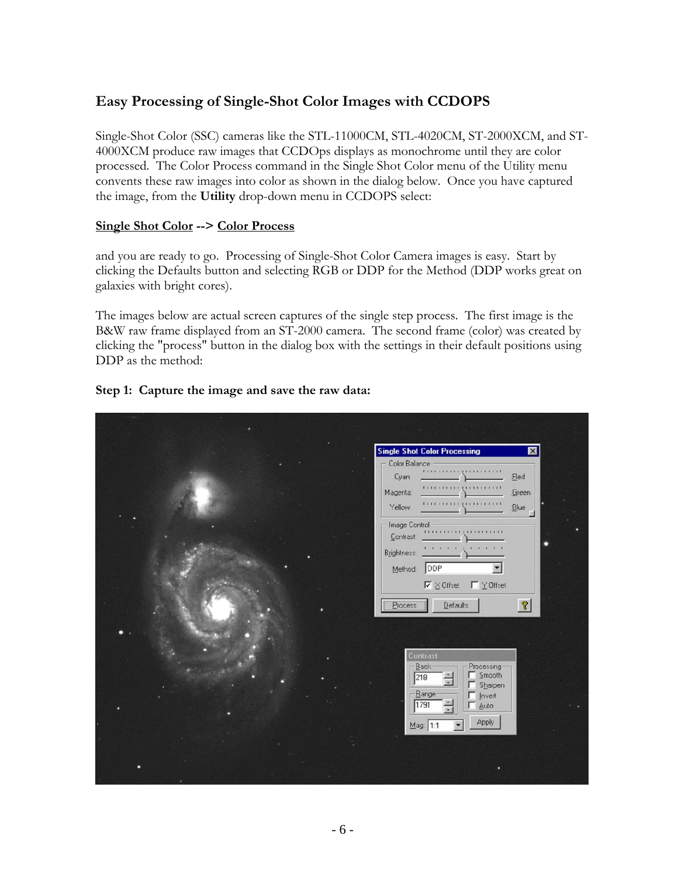## Easy Processing of Single-Shot Color Images with CCDOPS

Single-Shot Color (SSC) cameras like the STL-11000CM, STL-4020CM, ST-2000XCM, and ST-4000XCM produce raw images that CCDOps displays as monochrome until they are color processed. The Color Process command in the Single Shot Color menu of the Utility menu convents these raw images into color as shown in the dialog below. Once you have captured the image, from the **Utility** drop-down menu in CCDOPS select:

**Single Shot Color --> Color Process**

and you are ready to go. Processing of Single-Shot Color Camera images is easy. Start by clicking the Defaults button and selecting RGB or DDP for the Method (DDP works great on galaxies with bright cores).

The images below are actual screen captures of the single step process. The first image is the B&W raw frame displayed from an ST-2000 camera. The second frame (color) was created by clicking the "process" button in the dialog box with the settings in their default positions using DDP as the method:

**Step 1: Capture the image and save the raw data:**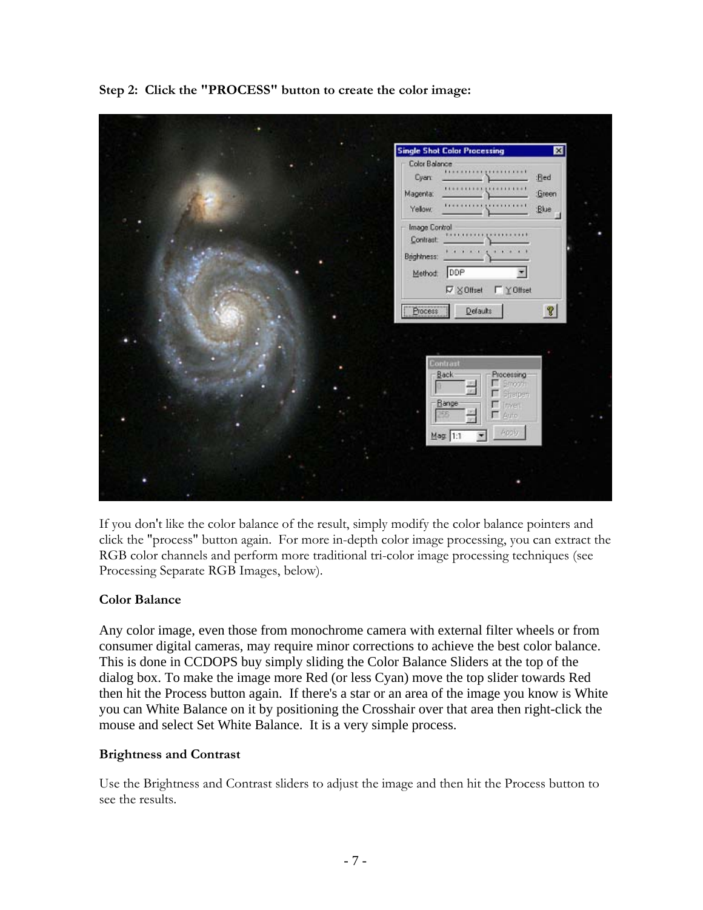**Step 2: Click the "PROCESS" button to create the color image:**

If you don't like the color balance of the result, simply modify the color balance pointers and click the "process" button again. For more in-depth color image processing, you can extract the RGB color channels and perform more traditional tri-color image processing techniques (see Processing Separate RGB Images, below).

**Color Balance**

Any color image, even those from monochrome camera with external filter wheels or from consumer digital cameras, may require minor corrections to achieve the best color balance. This is done in CCDOPS buy simply sliding the Color Balance Sliders at the top of the dialog box. To make the image more Red (or less Cyan) move the top slider towards Red then hit the Process button again. If there's a star or an area of the image you know is White you can White Balance on it by positioning the Crosshair over that area then right-click the mouse and select Set White Balance. It is a very simple process.

**Brightness and Contrast**

Use the Brightness and Contrast sliders to adjust the image and then hit the Process button to see the results.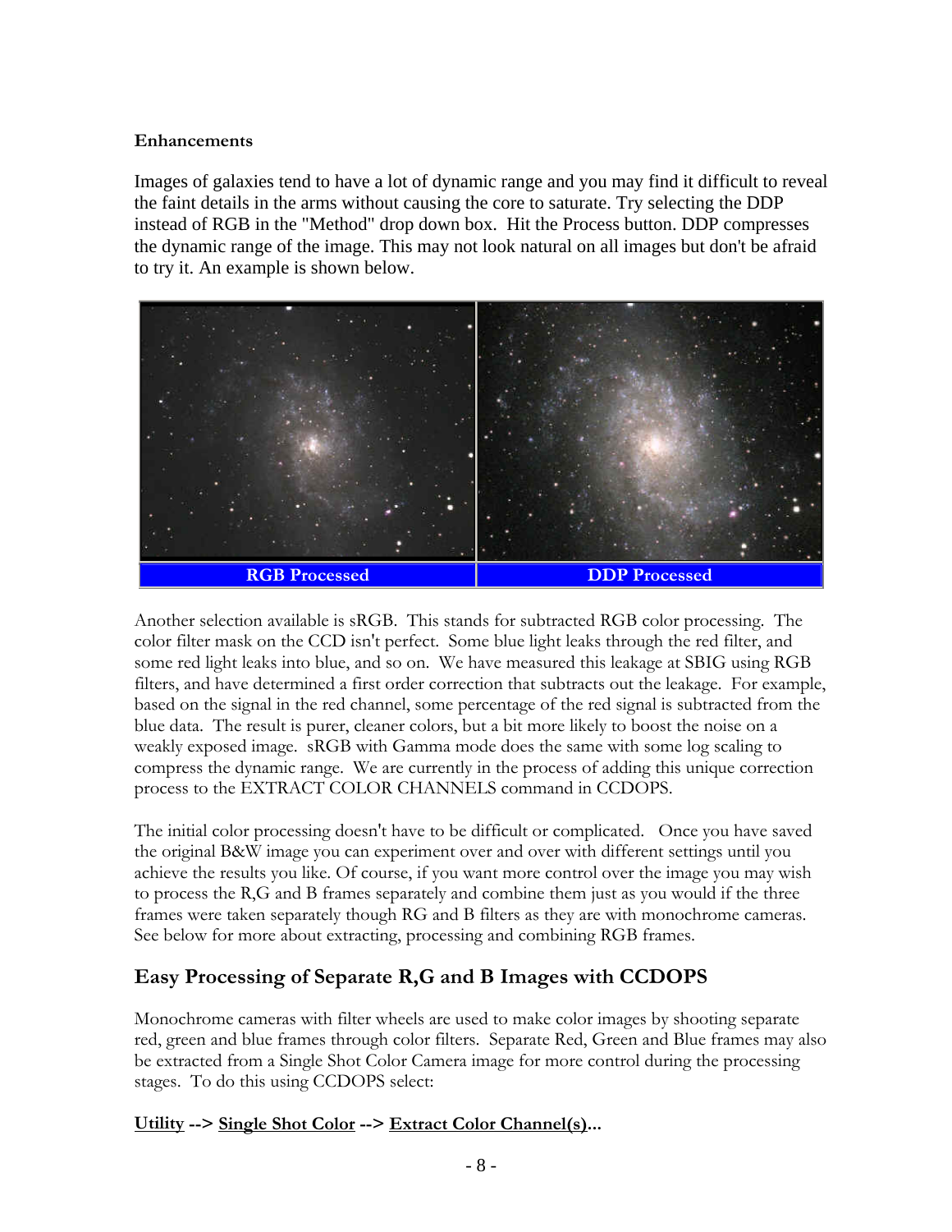**Enhancements**

Images of galaxies tend to have a lot of dynamic range and you may find it difficult to reveal the faint details in the arms without causing the core to saturate. Try selecting the DDP instead of RGB in the "Method" drop down box. Hit the Process button. DDP compresses the dynamic range of the image. This may not look natural on all images but don't be afraid to try it. An example is shown below.

| RGB Processed | DDP Processed |
|---|---|

Another selection available is sRGB. This stands for subtracted RGB color processing. The color filter mask on the CCD isn't perfect. Some blue light leaks through the red filter, and some red light leaks into blue, and so on. We have measured this leakage at SBIG using RGB filters, and have determined a first order correction that subtracts out the leakage. For example, based on the signal in the red channel, some percentage of the red signal is subtracted from the blue data. The result is purer, cleaner colors, but a bit more likely to boost the noise on a weakly exposed image. sRGB with Gamma mode does the same with some log scaling to compress the dynamic range. We are currently in the process of adding this unique correction process to the EXTRACT COLOR CHANNELS command in CCDOPS.

The initial color processing doesn't have to be difficult or complicated. Once you have saved the original B&W image you can experiment over and over with different settings until you achieve the results you like. Of course, if you want more control over the image you may wish to process the R,G and B frames separately and combine them just as you would if the three frames were taken separately though RG and B filters as they are with monochrome cameras. See below for more about extracting, processing and combining RGB frames.

## Easy Processing of Separate R,G and B Images with CCDOPS

Monochrome cameras with filter wheels are used to make color images by shooting separate red, green and blue frames through color filters. Separate Red, Green and Blue frames may also be extracted from a Single Shot Color Camera image for more control during the processing stages. To do this using CCDOPS select:

**Utility --> Single Shot Color --> Extract Color Channel(s)...**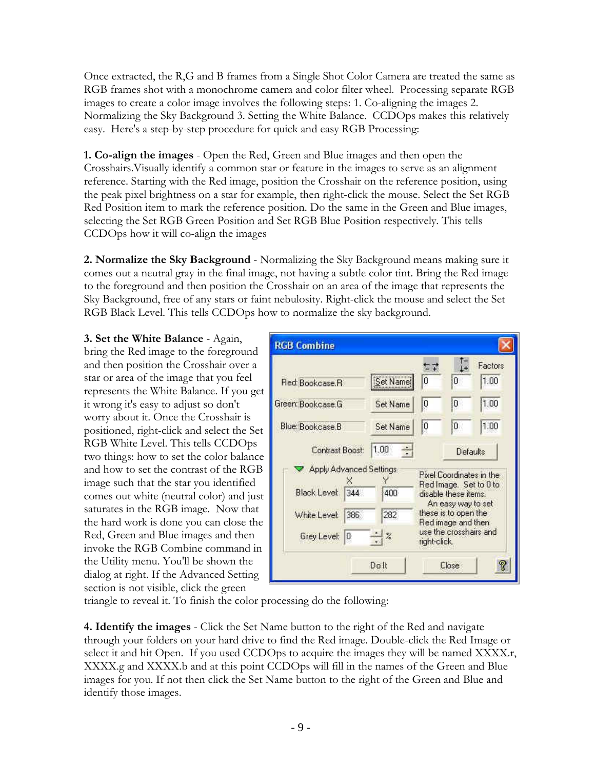Once extracted, the R,G and B frames from a Single Shot Color Camera are treated the same as RGB frames shot with a monochrome camera and color filter wheel. Processing separate RGB images to create a color image involves the following steps: 1. Co-aligning the images 2. Normalizing the Sky Background 3. Setting the White Balance. CCDOps makes this relatively easy. Here's a step-by-step procedure for quick and easy RGB Processing:

**1. Co-align the images** - Open the Red, Green and Blue images and then open the Crosshairs.Visually identify a common star or feature in the images to serve as an alignment reference. Starting with the Red image, position the Crosshair on the reference position, using the peak pixel brightness on a star for example, then right-click the mouse. Select the Set RGB Red Position item to mark the reference position. Do the same in the Green and Blue images, selecting the Set RGB Green Position and Set RGB Blue Position respectively. This tells CCDOps how it will co-align the images

**2. Normalize the Sky Background** - Normalizing the Sky Background means making sure it comes out a neutral gray in the final image, not having a subtle color tint. Bring the Red image to the foreground and then position the Crosshair on an area of the image that represents the Sky Background, free of any stars or faint nebulosity. Right-click the mouse and select the Set RGB Black Level. This tells CCDOps how to normalize the sky background.

**3. Set the White Balance** - Again, bring the Red image to the foreground and then position the Crosshair over a star or area of the image that you feel represents the White Balance. If you get it wrong it's easy to adjust so don't worry about it. Once the Crosshair is positioned, right-click and select the Set RGB White Level. This tells CCDOps two things: how to set the color balance and how to set the contrast of the RGB image such that the star you identified comes out white (neutral color) and just saturates in the RGB image. Now that the hard work is done you can close the Red, Green and Blue images and then invoke the RGB Combine command in the Utility menu. You'll be shown the dialog at right. If the Advanced Setting section is not visible, click the green triangle to reveal it. To finish the color processing do the following:

**4. Identify the images** - Click the Set Name button to the right of the Red and navigate through your folders on your hard drive to find the Red image. Double-click the Red Image or select it and hit Open. If you used CCDOps to acquire the images they will be named XXXX.r, XXXX.g and XXXX.b and at this point CCDOps will fill in the names of the Green and Blue images for you. If not then click the Set Name button to the right of the Green and Blue and identify those images.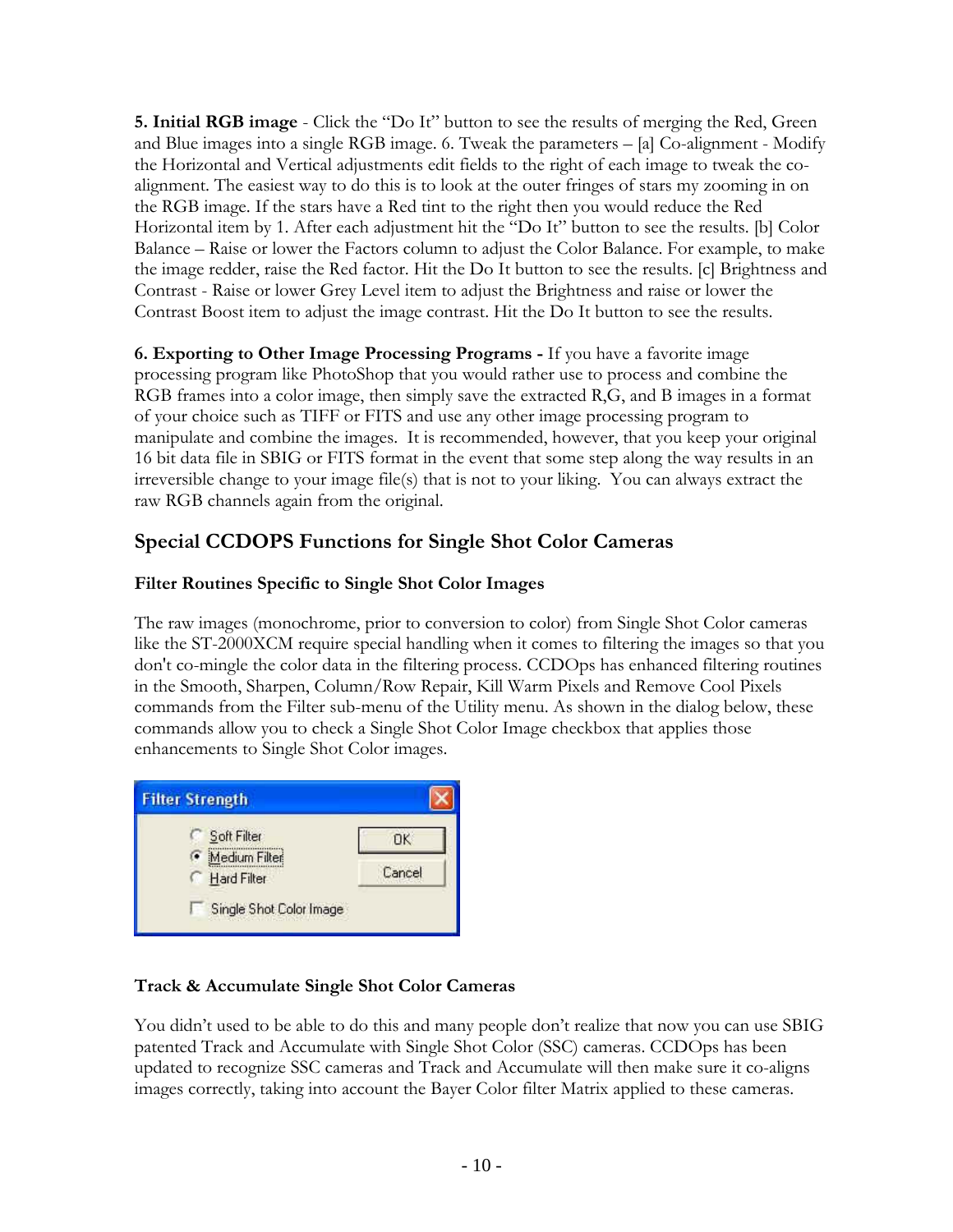**5. Initial RGB image** - Click the "Do It" button to see the results of merging the Red, Green and Blue images into a single RGB image. 6. Tweak the parameters – [a] Co-alignment - Modify the Horizontal and Vertical adjustments edit fields to the right of each image to tweak the co-alignment. The easiest way to do this is to look at the outer fringes of stars my zooming in on the RGB image. If the stars have a Red tint to the right then you would reduce the Red Horizontal item by 1. After each adjustment hit the "Do It" button to see the results. [b] Color Balance – Raise or lower the Factors column to adjust the Color Balance. For example, to make the image redder, raise the Red factor. Hit the Do It button to see the results. [c] Brightness and Contrast - Raise or lower Grey Level item to adjust the Brightness and raise or lower the Contrast Boost item to adjust the image contrast. Hit the Do It button to see the results.

**6. Exporting to Other Image Processing Programs -** If you have a favorite image processing program like PhotoShop that you would rather use to process and combine the RGB frames into a color image, then simply save the extracted R,G, and B images in a format of your choice such as TIFF or FITS and use any other image processing program to manipulate and combine the images. It is recommended, however, that you keep your original 16 bit data file in SBIG or FITS format in the event that some step along the way results in an irreversible change to your image file(s) that is not to your liking. You can always extract the raw RGB channels again from the original.

## Special CCDOPS Functions for Single Shot Color Cameras

### Filter Routines Specific to Single Shot Color Images

The raw images (monochrome, prior to conversion to color) from Single Shot Color cameras like the ST-2000XCM require special handling when it comes to filtering the images so that you don't co-mingle the color data in the filtering process. CCDOps has enhanced filtering routines in the Smooth, Sharpen, Column/Row Repair, Kill Warm Pixels and Remove Cool Pixels commands from the Filter sub-menu of the Utility menu. As shown in the dialog below, these commands allow you to check a Single Shot Color Image checkbox that applies those enhancements to Single Shot Color images.

Filter Strength

- Soft Filter
- Medium Filter
- Hard Filter

OK | Cancel

Single Shot Color Image

### Track & Accumulate Single Shot Color Cameras

You didn't used to be able to do this and many people don't realize that now you can use SBIG patented Track and Accumulate with Single Shot Color (SSC) cameras. CCDOps has been updated to recognize SSC cameras and Track and Accumulate will then make sure it co-aligns images correctly, taking into account the Bayer Color filter Matrix applied to these cameras.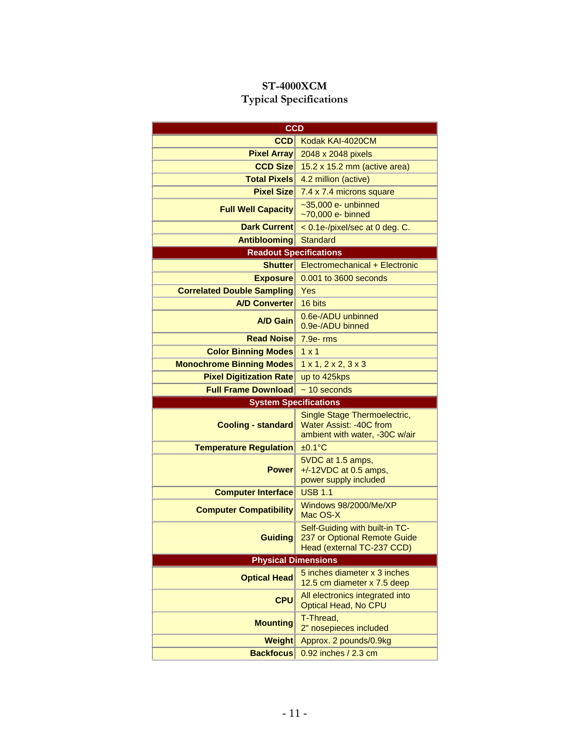## ST-4000XCM
## Typical Specifications

| CCD | |
|---|---|
| **CCD** | Kodak KAI-4020CM |
| **Pixel Array** | 2048 x 2048 pixels |
| **CCD Size** | 15.2 x 15.2 mm (active area) |
| **Total Pixels** | 4.2 million (active) |
| **Pixel Size** | 7.4 x 7.4 microns square |
| **Full Well Capacity** | ~35,000 e- unbinned<br>~70,000 e- binned |
| **Dark Current** | < 0.1e-/pixel/sec at 0 deg. C. |
| **Antiblooming** | Standard |
| **Readout Specifications** | |
| **Shutter** | Electromechanical + Electronic |
| **Exposure** | 0.001 to 3600 seconds |
| **Correlated Double Sampling** | Yes |
| **A/D Converter** | 16 bits |
| **A/D Gain** | 0.6e-/ADU unbinned<br>0.9e-/ADU binned |
| **Read Noise** | 7.9e- rms |
| **Color Binning Modes** | 1 x 1 |
| **Monochrome Binning Modes** | 1 x 1, 2 x 2, 3 x 3 |
| **Pixel Digitization Rate** | up to 425kps |
| **Full Frame Download** | ~ 10 seconds |
| **System Specifications** | |
| **Cooling - standard** | Single Stage Thermoelectric, Water Assist: -40C from ambient with water, -30C w/air |
| **Temperature Regulation** | ±0.1°C |
| **Power** | 5VDC at 1.5 amps,<br>+/-12VDC at 0.5 amps,<br>power supply included |
| **Computer Interface** | USB 1.1 |
| **Computer Compatibility** | Windows 98/2000/Me/XP<br>Mac OS-X |
| **Guiding** | Self-Guiding with built-in TC-237 or Optional Remote Guide Head (external TC-237 CCD) |
| **Physical Dimensions** | |
| **Optical Head** | 5 inches diameter x 3 inches<br>12.5 cm diameter x 7.5 deep |
| **CPU** | All electronics integrated into Optical Head, No CPU |
| **Mounting** | T-Thread,<br>2" nosepieces included |
| **Weight** | Approx. 2 pounds/0.9kg |
| **Backfocus** | 0.92 inches / 2.3 cm |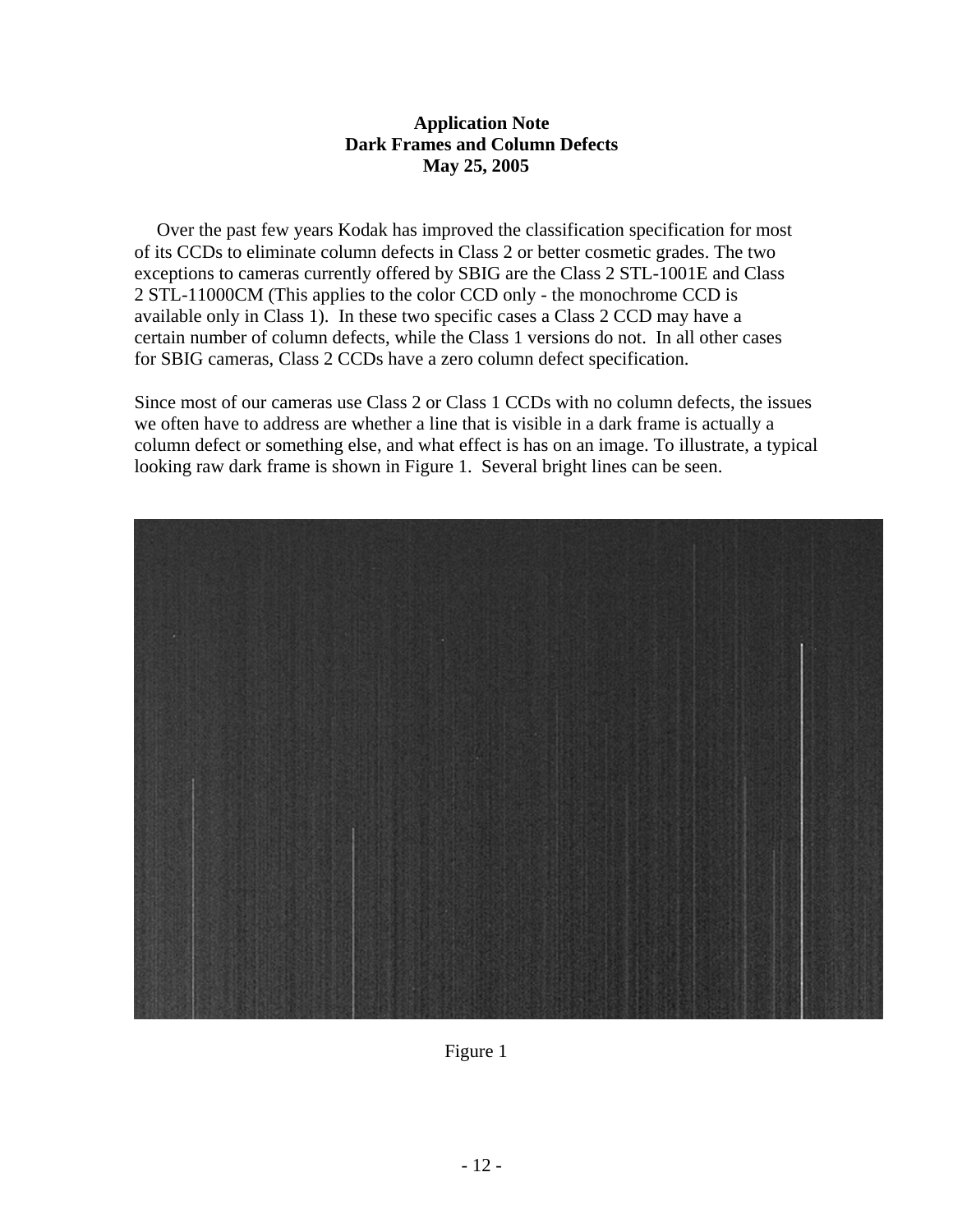**Application Note**
**Dark Frames and Column Defects**
**May 25, 2005**

Over the past few years Kodak has improved the classification specification for most of its CCDs to eliminate column defects in Class 2 or better cosmetic grades. The two exceptions to cameras currently offered by SBIG are the Class 2 STL-1001E and Class 2 STL-11000CM (This applies to the color CCD only - the monochrome CCD is available only in Class 1). In these two specific cases a Class 2 CCD may have a certain number of column defects, while the Class 1 versions do not. In all other cases for SBIG cameras, Class 2 CCDs have a zero column defect specification.

Since most of our cameras use Class 2 or Class 1 CCDs with no column defects, the issues we often have to address are whether a line that is visible in a dark frame is actually a column defect or something else, and what effect is has on an image. To illustrate, a typical looking raw dark frame is shown in Figure 1. Several bright lines can be seen.

Figure 1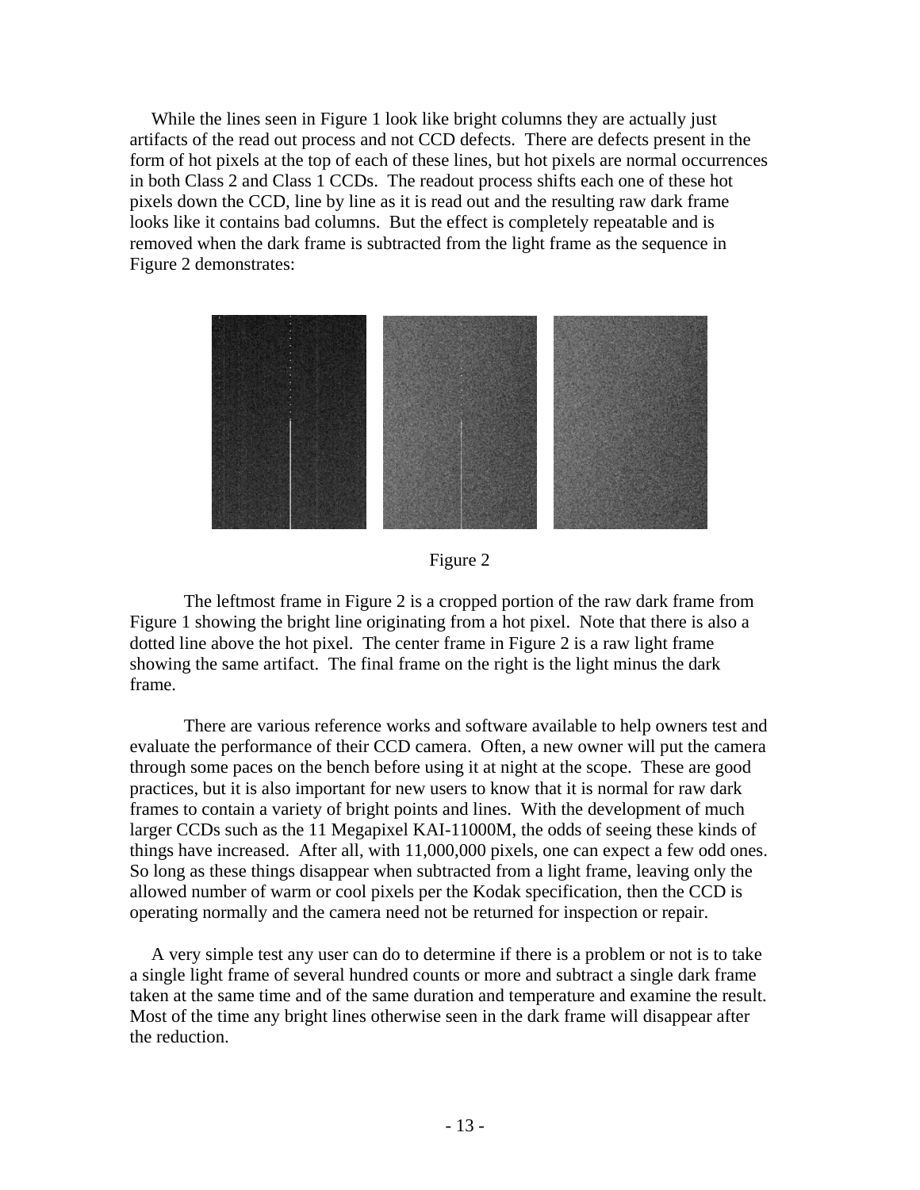While the lines seen in Figure 1 look like bright columns they are actually just artifacts of the read out process and not CCD defects. There are defects present in the form of hot pixels at the top of each of these lines, but hot pixels are normal occurrences in both Class 2 and Class 1 CCDs. The readout process shifts each one of these hot pixels down the CCD, line by line as it is read out and the resulting raw dark frame looks like it contains bad columns. But the effect is completely repeatable and is removed when the dark frame is subtracted from the light frame as the sequence in Figure 2 demonstrates:

Figure 2

The leftmost frame in Figure 2 is a cropped portion of the raw dark frame from Figure 1 showing the bright line originating from a hot pixel. Note that there is also a dotted line above the hot pixel. The center frame in Figure 2 is a raw light frame showing the same artifact. The final frame on the right is the light minus the dark frame.

There are various reference works and software available to help owners test and evaluate the performance of their CCD camera. Often, a new owner will put the camera through some paces on the bench before using it at night at the scope. These are good practices, but it is also important for new users to know that it is normal for raw dark frames to contain a variety of bright points and lines. With the development of much larger CCDs such as the 11 Megapixel KAI-11000M, the odds of seeing these kinds of things have increased. After all, with 11,000,000 pixels, one can expect a few odd ones. So long as these things disappear when subtracted from a light frame, leaving only the allowed number of warm or cool pixels per the Kodak specification, then the CCD is operating normally and the camera need not be returned for inspection or repair.

A very simple test any user can do to determine if there is a problem or not is to take a single light frame of several hundred counts or more and subtract a single dark frame taken at the same time and of the same duration and temperature and examine the result. Most of the time any bright lines otherwise seen in the dark frame will disappear after the reduction.